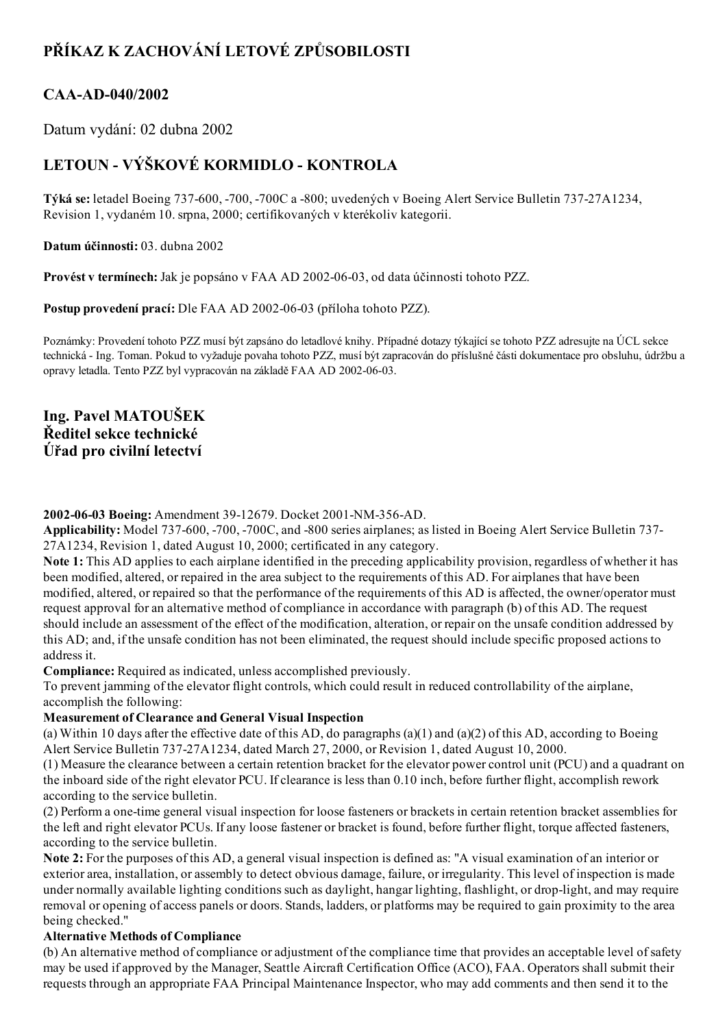# PŘÍKAZ K ZACHOVÁNÍ LETOVÉ ZPŮSOBILOSTI

## CAA-AD-040/2002

Datum vydání: 02 dubna 2002

## LETOUN - VÝŠKOVÉ KORMIDLO - KONTROLA

**Týká se:** letadel Boeing 737-600, -700, -700C a -800; uvedených v Boeing Alert Service Bulletin 737-27A1234, Revision 1, vydaném 10. srpna, 2000; certifikovaných v kterékoliv kategorii.

**Datum účinnosti:** 03. dubna 2002

**Provést v termínech:** Jak je popsáno v FAA AD 2002-06-03, od data účinnosti tohoto PZZ.

**Postup provedení prací:** Dle FAA AD 2002-06-03 (příloha tohoto PZZ).

Poznámky: Provedení tohoto PZZ musí být zapsáno do letadlové knihy. Případné dotazy týkající se tohoto PZZ adresujte na ÚCL sekce technická - Ing. Toman. Pokud to vyžaduje povaha tohoto PZZ, musí být zapracován do příslušné části dokumentace pro obsluhu, údržbu a opravy letadla. Tento PZZ byl vypracován na základě FAA AD 2002-06-03.

**Ing. Pavel MATOUŠEK**
**Ředitel sekce technické**
**Úřad pro civilní letectví**

**2002-06-03 Boeing:** Amendment 39-12679. Docket 2001-NM-356-AD.

**Applicability:** Model 737-600, -700, -700C, and -800 series airplanes; as listed in Boeing Alert Service Bulletin 737-27A1234, Revision 1, dated August 10, 2000; certificated in any category.

**Note 1:** This AD applies to each airplane identified in the preceding applicability provision, regardless of whether it has been modified, altered, or repaired in the area subject to the requirements of this AD. For airplanes that have been modified, altered, or repaired so that the performance of the requirements of this AD is affected, the owner/operator must request approval for an alternative method of compliance in accordance with paragraph (b) of this AD. The request should include an assessment of the effect of the modification, alteration, or repair on the unsafe condition addressed by this AD; and, if the unsafe condition has not been eliminated, the request should include specific proposed actions to address it.

**Compliance:** Required as indicated, unless accomplished previously.

To prevent jamming of the elevator flight controls, which could result in reduced controllability of the airplane, accomplish the following:

**Measurement of Clearance and General Visual Inspection**

(a) Within 10 days after the effective date of this AD, do paragraphs (a)(1) and (a)(2) of this AD, according to Boeing Alert Service Bulletin 737-27A1234, dated March 27, 2000, or Revision 1, dated August 10, 2000.

(1) Measure the clearance between a certain retention bracket for the elevator power control unit (PCU) and a quadrant on the inboard side of the right elevator PCU. If clearance is less than 0.10 inch, before further flight, accomplish rework according to the service bulletin.

(2) Perform a one-time general visual inspection for loose fasteners or brackets in certain retention bracket assemblies for the left and right elevator PCUs. If any loose fastener or bracket is found, before further flight, torque affected fasteners, according to the service bulletin.

**Note 2:** For the purposes of this AD, a general visual inspection is defined as: "A visual examination of an interior or exterior area, installation, or assembly to detect obvious damage, failure, or irregularity. This level of inspection is made under normally available lighting conditions such as daylight, hangar lighting, flashlight, or drop-light, and may require removal or opening of access panels or doors. Stands, ladders, or platforms may be required to gain proximity to the area being checked."

**Alternative Methods of Compliance**

(b) An alternative method of compliance or adjustment of the compliance time that provides an acceptable level of safety may be used if approved by the Manager, Seattle Aircraft Certification Office (ACO), FAA. Operators shall submit their requests through an appropriate FAA Principal Maintenance Inspector, who may add comments and then send it to the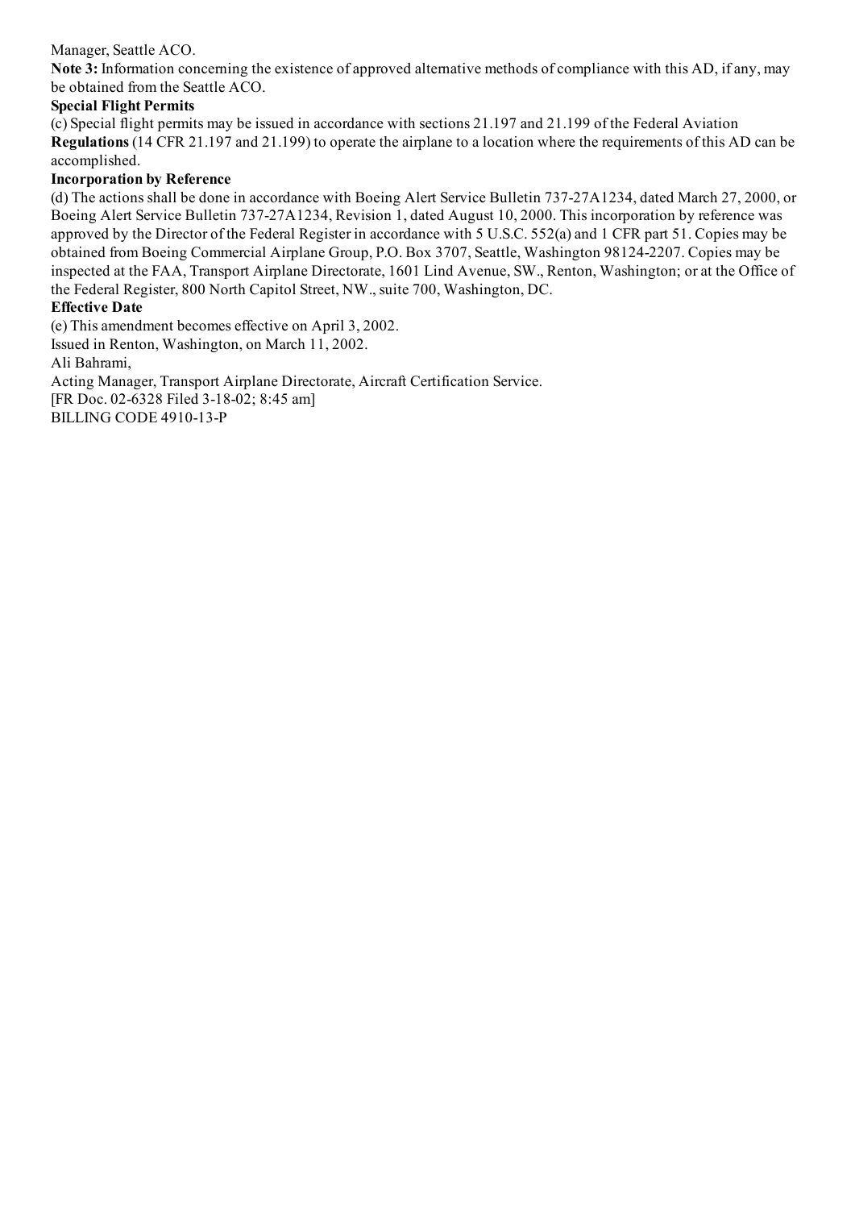Manager, Seattle ACO.

**Note 3:** Information concerning the existence of approved alternative methods of compliance with this AD, if any, may be obtained from the Seattle ACO.

**Special Flight Permits**

(c) Special flight permits may be issued in accordance with sections 21.197 and 21.199 of the Federal Aviation **Regulations** (14 CFR 21.197 and 21.199) to operate the airplane to a location where the requirements of this AD can be accomplished.

**Incorporation by Reference**

(d) The actions shall be done in accordance with Boeing Alert Service Bulletin 737-27A1234, dated March 27, 2000, or Boeing Alert Service Bulletin 737-27A1234, Revision 1, dated August 10, 2000. This incorporation by reference was approved by the Director of the Federal Register in accordance with 5 U.S.C. 552(a) and 1 CFR part 51. Copies may be obtained from Boeing Commercial Airplane Group, P.O. Box 3707, Seattle, Washington 98124-2207. Copies may be inspected at the FAA, Transport Airplane Directorate, 1601 Lind Avenue, SW., Renton, Washington; or at the Office of the Federal Register, 800 North Capitol Street, NW., suite 700, Washington, DC.

**Effective Date**

(e) This amendment becomes effective on April 3, 2002.

Issued in Renton, Washington, on March 11, 2002.

Ali Bahrami,

Acting Manager, Transport Airplane Directorate, Aircraft Certification Service.

[FR Doc. 02-6328 Filed 3-18-02; 8:45 am]

BILLING CODE 4910-13-P